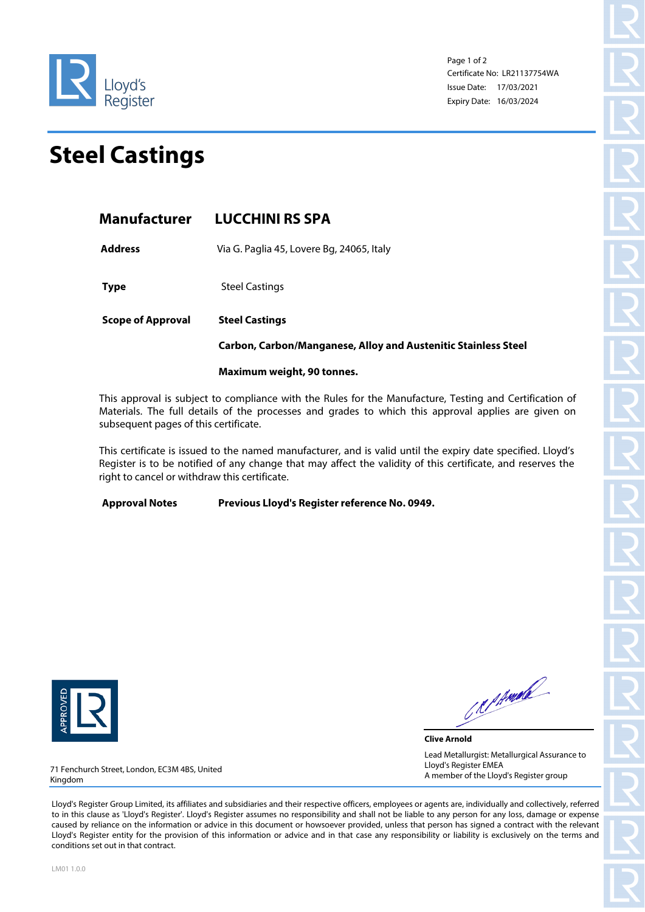Lloyd's Register

Certificate No: LR21137754WA
Issue Date: 17/03/2021
Expiry Date: 16/03/2024

# Steel Castings

## Manufacturer LUCCHINI RS SPA

**Address** Via G. Paglia 45, Lovere Bg, 24065, Italy

**Type** Steel Castings

**Scope of Approval** **Steel Castings**

**Carbon, Carbon/Manganese, Alloy and Austenitic Stainless Steel**

**Maximum weight, 90 tonnes.**

This approval is subject to compliance with the Rules for the Manufacture, Testing and Certification of Materials. The full details of the processes and grades to which this approval applies are given on subsequent pages of this certificate.

This certificate is issued to the named manufacturer, and is valid until the expiry date specified. Lloyd's Register is to be notified of any change that may affect the validity of this certificate, and reserves the right to cancel or withdraw this certificate.

**Approval Notes** **Previous Lloyd's Register reference No. 0949.**

**Clive Arnold**

Lead Metallurgist: Metallurgical Assurance to Lloyd's Register EMEA
A member of the Lloyd's Register group

71 Fenchurch Street, London, EC3M 4BS, United Kingdom

Lloyd's Register Group Limited, its affiliates and subsidiaries and their respective officers, employees or agents are, individually and collectively, referred to in this clause as 'Lloyd's Register'. Lloyd's Register assumes no responsibility and shall not be liable to any person for any loss, damage or expense caused by reliance on the information or advice in this document or howsoever provided, unless that person has signed a contract with the relevant Lloyd's Register entity for the provision of this information or advice and in that case any responsibility or liability is exclusively on the terms and conditions set out in that contract.

LM01 1.0.0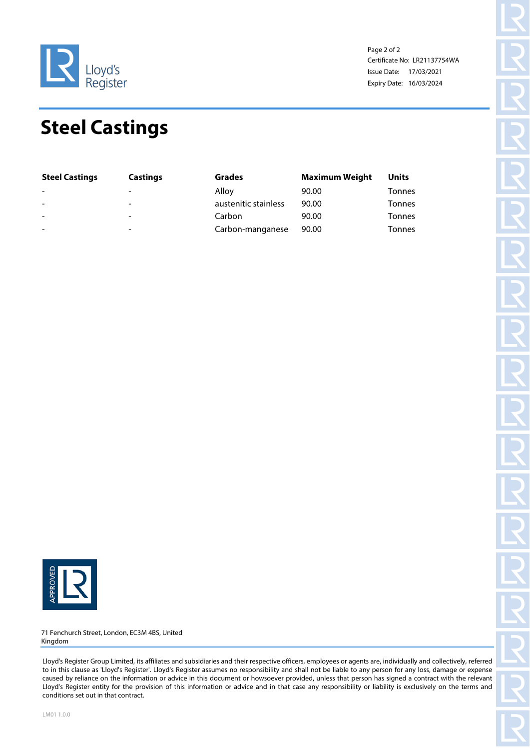Certificate No: LR21137754WA
Issue Date: 17/03/2021
Expiry Date: 16/03/2024

# Steel Castings

| Steel Castings | Castings | Grades | Maximum Weight | Units |
|---|---|---|---|---|
| - | - | Alloy | 90.00 | Tonnes |
| - | - | austenitic stainless | 90.00 | Tonnes |
| - | - | Carbon | 90.00 | Tonnes |
| - | - | Carbon-manganese | 90.00 | Tonnes |

71 Fenchurch Street, London, EC3M 4BS, United Kingdom

Lloyd's Register Group Limited, its affiliates and subsidiaries and their respective officers, employees or agents are, individually and collectively, referred to in this clause as 'Lloyd's Register'. Lloyd's Register assumes no responsibility and shall not be liable to any person for any loss, damage or expense caused by reliance on the information or advice in this document or howsoever provided, unless that person has signed a contract with the relevant Lloyd's Register entity for the provision of this information or advice and in that case any responsibility or liability is exclusively on the terms and conditions set out in that contract.

LM01 1.0.0